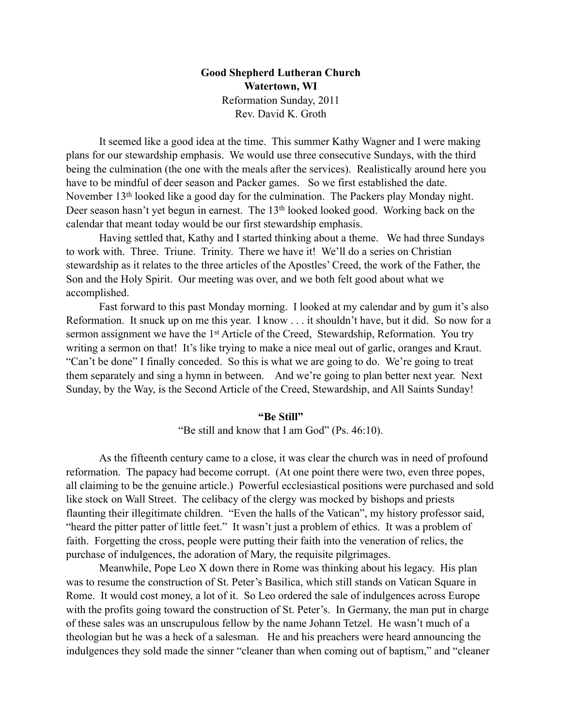**Good Shepherd Lutheran Church**
**Watertown, WI**
Reformation Sunday, 2011
Rev. David K. Groth

It seemed like a good idea at the time. This summer Kathy Wagner and I were making plans for our stewardship emphasis. We would use three consecutive Sundays, with the third being the culmination (the one with the meals after the services). Realistically around here you have to be mindful of deer season and Packer games. So we first established the date. November 13th looked like a good day for the culmination. The Packers play Monday night. Deer season hasn't yet begun in earnest. The 13th looked looked good. Working back on the calendar that meant today would be our first stewardship emphasis.

Having settled that, Kathy and I started thinking about a theme. We had three Sundays to work with. Three. Triune. Trinity. There we have it! We'll do a series on Christian stewardship as it relates to the three articles of the Apostles' Creed, the work of the Father, the Son and the Holy Spirit. Our meeting was over, and we both felt good about what we accomplished.

Fast forward to this past Monday morning. I looked at my calendar and by gum it's also Reformation. It snuck up on me this year. I know . . . it shouldn't have, but it did. So now for a sermon assignment we have the 1st Article of the Creed, Stewardship, Reformation. You try writing a sermon on that! It's like trying to make a nice meal out of garlic, oranges and Kraut. "Can't be done" I finally conceded. So this is what we are going to do. We're going to treat them separately and sing a hymn in between. And we're going to plan better next year. Next Sunday, by the Way, is the Second Article of the Creed, Stewardship, and All Saints Sunday!

**"Be Still"**

"Be still and know that I am God" (Ps. 46:10).

As the fifteenth century came to a close, it was clear the church was in need of profound reformation. The papacy had become corrupt. (At one point there were two, even three popes, all claiming to be the genuine article.) Powerful ecclesiastical positions were purchased and sold like stock on Wall Street. The celibacy of the clergy was mocked by bishops and priests flaunting their illegitimate children. "Even the halls of the Vatican", my history professor said, "heard the pitter patter of little feet." It wasn't just a problem of ethics. It was a problem of faith. Forgetting the cross, people were putting their faith into the veneration of relics, the purchase of indulgences, the adoration of Mary, the requisite pilgrimages.

Meanwhile, Pope Leo X down there in Rome was thinking about his legacy. His plan was to resume the construction of St. Peter's Basilica, which still stands on Vatican Square in Rome. It would cost money, a lot of it. So Leo ordered the sale of indulgences across Europe with the profits going toward the construction of St. Peter's. In Germany, the man put in charge of these sales was an unscrupulous fellow by the name Johann Tetzel. He wasn't much of a theologian but he was a heck of a salesman. He and his preachers were heard announcing the indulgences they sold made the sinner "cleaner than when coming out of baptism," and "cleaner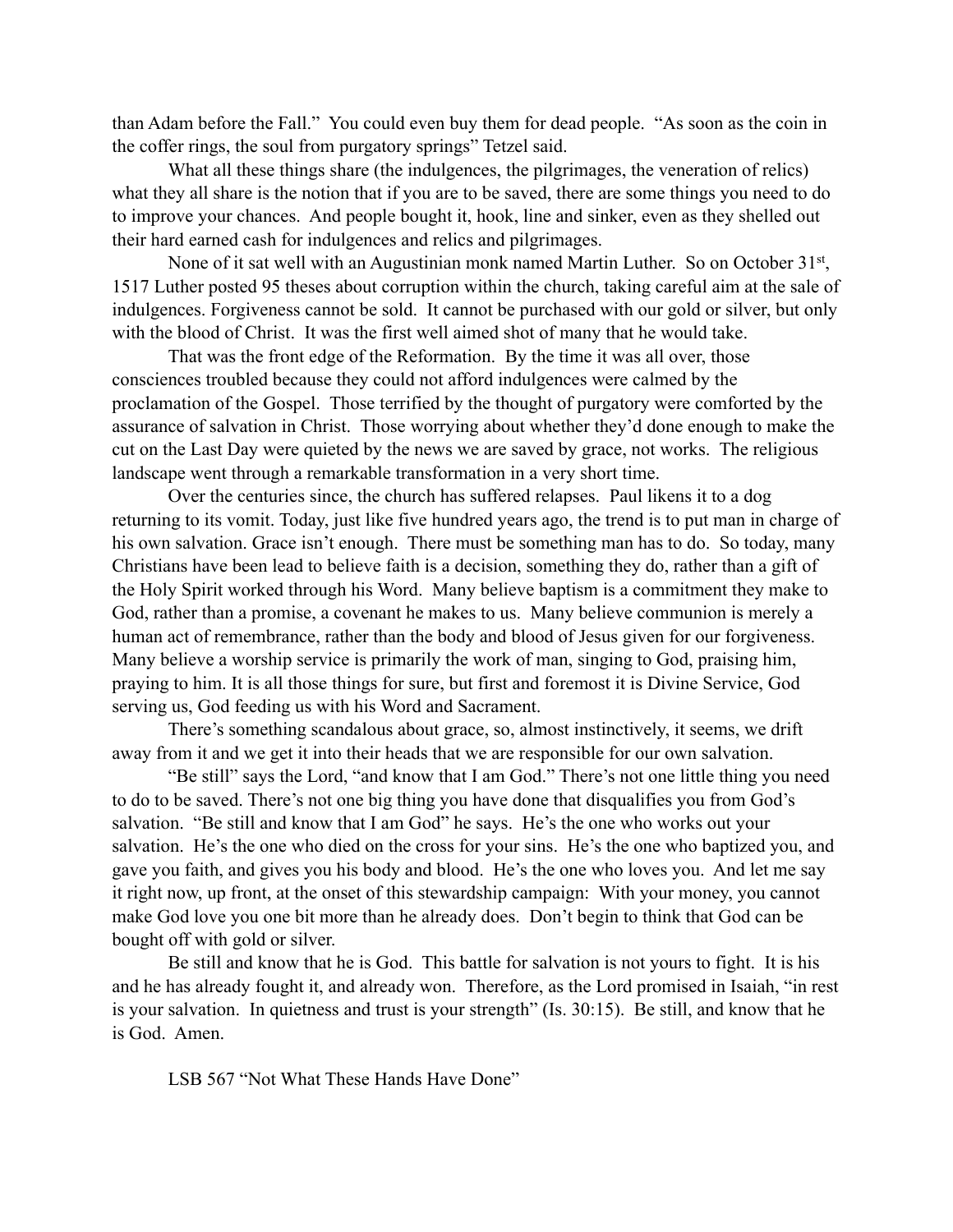than Adam before the Fall." You could even buy them for dead people. "As soon as the coin in the coffer rings, the soul from purgatory springs" Tetzel said.

What all these things share (the indulgences, the pilgrimages, the veneration of relics) what they all share is the notion that if you are to be saved, there are some things you need to do to improve your chances. And people bought it, hook, line and sinker, even as they shelled out their hard earned cash for indulgences and relics and pilgrimages.

None of it sat well with an Augustinian monk named Martin Luther. So on October 31st, 1517 Luther posted 95 theses about corruption within the church, taking careful aim at the sale of indulgences. Forgiveness cannot be sold. It cannot be purchased with our gold or silver, but only with the blood of Christ. It was the first well aimed shot of many that he would take.

That was the front edge of the Reformation. By the time it was all over, those consciences troubled because they could not afford indulgences were calmed by the proclamation of the Gospel. Those terrified by the thought of purgatory were comforted by the assurance of salvation in Christ. Those worrying about whether they'd done enough to make the cut on the Last Day were quieted by the news we are saved by grace, not works. The religious landscape went through a remarkable transformation in a very short time.

Over the centuries since, the church has suffered relapses. Paul likens it to a dog returning to its vomit. Today, just like five hundred years ago, the trend is to put man in charge of his own salvation. Grace isn't enough. There must be something man has to do. So today, many Christians have been lead to believe faith is a decision, something they do, rather than a gift of the Holy Spirit worked through his Word. Many believe baptism is a commitment they make to God, rather than a promise, a covenant he makes to us. Many believe communion is merely a human act of remembrance, rather than the body and blood of Jesus given for our forgiveness. Many believe a worship service is primarily the work of man, singing to God, praising him, praying to him. It is all those things for sure, but first and foremost it is Divine Service, God serving us, God feeding us with his Word and Sacrament.

There's something scandalous about grace, so, almost instinctively, it seems, we drift away from it and we get it into their heads that we are responsible for our own salvation.

"Be still" says the Lord, "and know that I am God." There's not one little thing you need to do to be saved. There's not one big thing you have done that disqualifies you from God's salvation. "Be still and know that I am God" he says. He's the one who works out your salvation. He's the one who died on the cross for your sins. He's the one who baptized you, and gave you faith, and gives you his body and blood. He's the one who loves you. And let me say it right now, up front, at the onset of this stewardship campaign: With your money, you cannot make God love you one bit more than he already does. Don't begin to think that God can be bought off with gold or silver.

Be still and know that he is God. This battle for salvation is not yours to fight. It is his and he has already fought it, and already won. Therefore, as the Lord promised in Isaiah, "in rest is your salvation. In quietness and trust is your strength" (Is. 30:15). Be still, and know that he is God. Amen.

LSB 567 "Not What These Hands Have Done"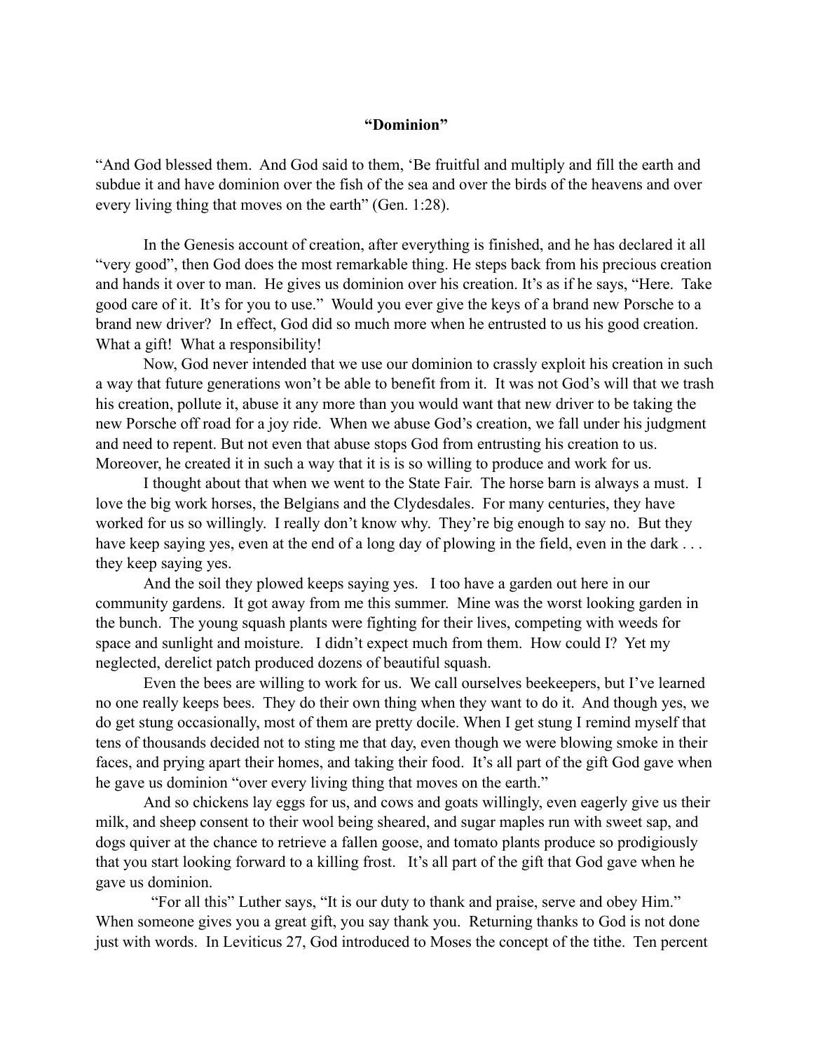**"Dominion"**

"And God blessed them. And God said to them, 'Be fruitful and multiply and fill the earth and subdue it and have dominion over the fish of the sea and over the birds of the heavens and over every living thing that moves on the earth" (Gen. 1:28).

In the Genesis account of creation, after everything is finished, and he has declared it all "very good", then God does the most remarkable thing. He steps back from his precious creation and hands it over to man. He gives us dominion over his creation. It's as if he says, "Here. Take good care of it. It's for you to use." Would you ever give the keys of a brand new Porsche to a brand new driver? In effect, God did so much more when he entrusted to us his good creation. What a gift! What a responsibility!

Now, God never intended that we use our dominion to crassly exploit his creation in such a way that future generations won't be able to benefit from it. It was not God's will that we trash his creation, pollute it, abuse it any more than you would want that new driver to be taking the new Porsche off road for a joy ride. When we abuse God's creation, we fall under his judgment and need to repent. But not even that abuse stops God from entrusting his creation to us. Moreover, he created it in such a way that it is is so willing to produce and work for us.

I thought about that when we went to the State Fair. The horse barn is always a must. I love the big work horses, the Belgians and the Clydesdales. For many centuries, they have worked for us so willingly. I really don't know why. They're big enough to say no. But they have keep saying yes, even at the end of a long day of plowing in the field, even in the dark . . . they keep saying yes.

And the soil they plowed keeps saying yes. I too have a garden out here in our community gardens. It got away from me this summer. Mine was the worst looking garden in the bunch. The young squash plants were fighting for their lives, competing with weeds for space and sunlight and moisture. I didn't expect much from them. How could I? Yet my neglected, derelict patch produced dozens of beautiful squash.

Even the bees are willing to work for us. We call ourselves beekeepers, but I've learned no one really keeps bees. They do their own thing when they want to do it. And though yes, we do get stung occasionally, most of them are pretty docile. When I get stung I remind myself that tens of thousands decided not to sting me that day, even though we were blowing smoke in their faces, and prying apart their homes, and taking their food. It's all part of the gift God gave when he gave us dominion "over every living thing that moves on the earth."

And so chickens lay eggs for us, and cows and goats willingly, even eagerly give us their milk, and sheep consent to their wool being sheared, and sugar maples run with sweet sap, and dogs quiver at the chance to retrieve a fallen goose, and tomato plants produce so prodigiously that you start looking forward to a killing frost. It's all part of the gift that God gave when he gave us dominion.

"For all this" Luther says, "It is our duty to thank and praise, serve and obey Him." When someone gives you a great gift, you say thank you. Returning thanks to God is not done just with words. In Leviticus 27, God introduced to Moses the concept of the tithe. Ten percent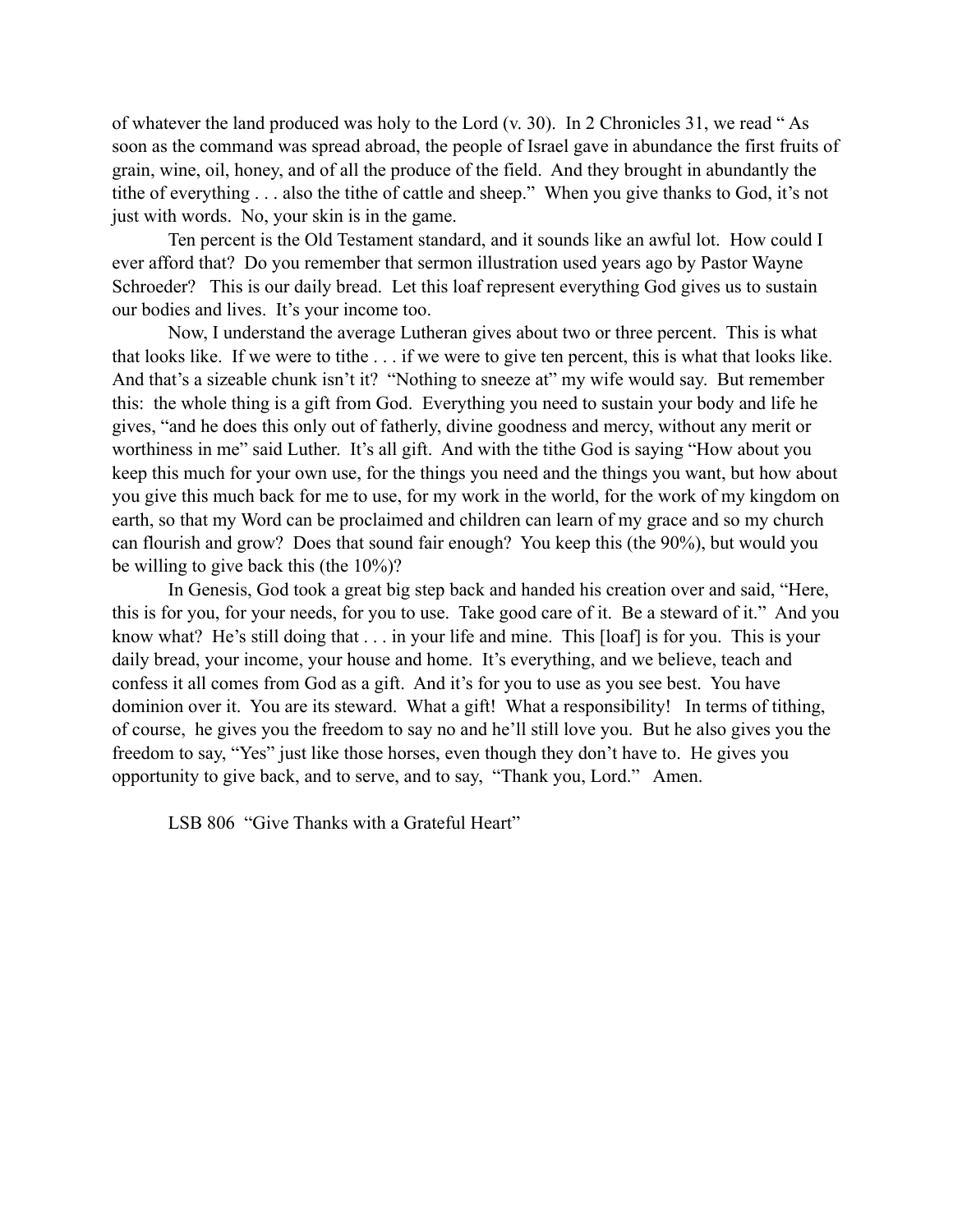of whatever the land produced was holy to the Lord (v. 30). In 2 Chronicles 31, we read " As soon as the command was spread abroad, the people of Israel gave in abundance the first fruits of grain, wine, oil, honey, and of all the produce of the field. And they brought in abundantly the tithe of everything . . . also the tithe of cattle and sheep." When you give thanks to God, it's not just with words. No, your skin is in the game.

Ten percent is the Old Testament standard, and it sounds like an awful lot. How could I ever afford that? Do you remember that sermon illustration used years ago by Pastor Wayne Schroeder? This is our daily bread. Let this loaf represent everything God gives us to sustain our bodies and lives. It's your income too.

Now, I understand the average Lutheran gives about two or three percent. This is what that looks like. If we were to tithe . . . if we were to give ten percent, this is what that looks like. And that's a sizeable chunk isn't it? "Nothing to sneeze at" my wife would say. But remember this: the whole thing is a gift from God. Everything you need to sustain your body and life he gives, "and he does this only out of fatherly, divine goodness and mercy, without any merit or worthiness in me" said Luther. It's all gift. And with the tithe God is saying "How about you keep this much for your own use, for the things you need and the things you want, but how about you give this much back for me to use, for my work in the world, for the work of my kingdom on earth, so that my Word can be proclaimed and children can learn of my grace and so my church can flourish and grow? Does that sound fair enough? You keep this (the 90%), but would you be willing to give back this (the 10%)?

In Genesis, God took a great big step back and handed his creation over and said, "Here, this is for you, for your needs, for you to use. Take good care of it. Be a steward of it." And you know what? He's still doing that . . . in your life and mine. This [loaf] is for you. This is your daily bread, your income, your house and home. It's everything, and we believe, teach and confess it all comes from God as a gift. And it's for you to use as you see best. You have dominion over it. You are its steward. What a gift! What a responsibility! In terms of tithing, of course, he gives you the freedom to say no and he'll still love you. But he also gives you the freedom to say, "Yes" just like those horses, even though they don't have to. He gives you opportunity to give back, and to serve, and to say, "Thank you, Lord." Amen.

LSB 806 "Give Thanks with a Grateful Heart"